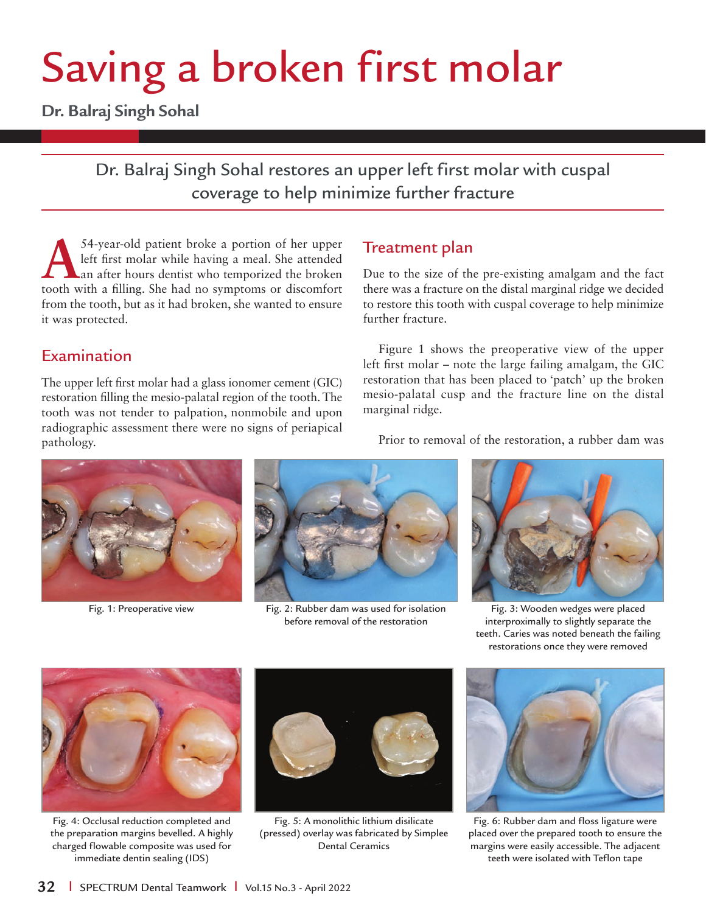# Saving a broken first molar

**Dr. Balraj Singh Sohal**

Dr. Balraj Singh Sohal restores an upper left first molar with cuspal coverage to help minimize further fracture

A 54-year-old patient broke a portion of her upper left first molar while having a meal. She attended an after hours dentist who temporized the broken tooth with a filling. She had no symptoms or discomfort from the tooth, but as it had broken, she wanted to ensure it was protected.

## Examination

The upper left first molar had a glass ionomer cement (GIC) restoration filling the mesio-palatal region of the tooth. The tooth was not tender to palpation, nonmobile and upon radiographic assessment there were no signs of periapical pathology.

## Treatment plan

Due to the size of the pre-existing amalgam and the fact there was a fracture on the distal marginal ridge we decided to restore this tooth with cuspal coverage to help minimize further fracture.

Figure 1 shows the preoperative view of the upper left first molar – note the large failing amalgam, the GIC restoration that has been placed to 'patch' up the broken mesio-palatal cusp and the fracture line on the distal marginal ridge.

Prior to removal of the restoration, a rubber dam was

Fig. 1: Preoperative view

Fig. 2: Rubber dam was used for isolation before removal of the restoration

Fig. 3: Wooden wedges were placed interproximally to slightly separate the teeth. Caries was noted beneath the failing restorations once they were removed

Fig. 4: Occlusal reduction completed and the preparation margins bevelled. A highly charged flowable composite was used for immediate dentin sealing (IDS)

Fig. 5: A monolithic lithium disilicate (pressed) overlay was fabricated by Simplee Dental Ceramics

Fig. 6: Rubber dam and floss ligature were placed over the prepared tooth to ensure the margins were easily accessible. The adjacent teeth were isolated with Teflon tape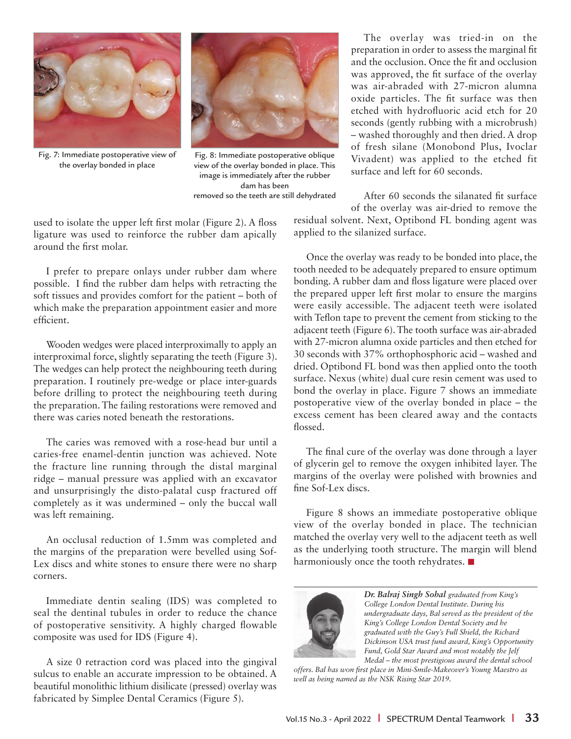Fig. 7: Immediate postoperative view of the overlay bonded in place

Fig. 8: Immediate postoperative oblique view of the overlay bonded in place. This image is immediately after the rubber dam has been removed so the teeth are still dehydrated

used to isolate the upper left first molar (Figure 2). A floss ligature was used to reinforce the rubber dam apically around the first molar.

I prefer to prepare onlays under rubber dam where possible. I find the rubber dam helps with retracting the soft tissues and provides comfort for the patient – both of which make the preparation appointment easier and more efficient.

Wooden wedges were placed interproximally to apply an interproximal force, slightly separating the teeth (Figure 3). The wedges can help protect the neighbouring teeth during preparation. I routinely pre-wedge or place inter-guards before drilling to protect the neighbouring teeth during the preparation. The failing restorations were removed and there was caries noted beneath the restorations.

The caries was removed with a rose-head bur until a caries-free enamel-dentin junction was achieved. Note the fracture line running through the distal marginal ridge – manual pressure was applied with an excavator and unsurprisingly the disto-palatal cusp fractured off completely as it was undermined – only the buccal wall was left remaining.

An occlusal reduction of 1.5mm was completed and the margins of the preparation were bevelled using Sof-Lex discs and white stones to ensure there were no sharp corners.

Immediate dentin sealing (IDS) was completed to seal the dentinal tubules in order to reduce the chance of postoperative sensitivity. A highly charged flowable composite was used for IDS (Figure 4).

A size 0 retraction cord was placed into the gingival sulcus to enable an accurate impression to be obtained. A beautiful monolithic lithium disilicate (pressed) overlay was fabricated by Simplee Dental Ceramics (Figure 5).

The overlay was tried-in on the preparation in order to assess the marginal fit and the occlusion. Once the fit and occlusion was approved, the fit surface of the overlay was air-abraded with 27-micron alumna oxide particles. The fit surface was then etched with hydrofluoric acid etch for 20 seconds (gently rubbing with a microbrush) – washed thoroughly and then dried. A drop of fresh silane (Monobond Plus, Ivoclar Vivadent) was applied to the etched fit surface and left for 60 seconds.

After 60 seconds the silanated fit surface of the overlay was air-dried to remove the residual solvent. Next, Optibond FL bonding agent was applied to the silanized surface.

Once the overlay was ready to be bonded into place, the tooth needed to be adequately prepared to ensure optimum bonding. A rubber dam and floss ligature were placed over the prepared upper left first molar to ensure the margins were easily accessible. The adjacent teeth were isolated with Teflon tape to prevent the cement from sticking to the adjacent teeth (Figure 6). The tooth surface was air-abraded with 27-micron alumna oxide particles and then etched for 30 seconds with 37% orthophosphoric acid – washed and dried. Optibond FL bond was then applied onto the tooth surface. Nexus (white) dual cure resin cement was used to bond the overlay in place. Figure 7 shows an immediate postoperative view of the overlay bonded in place – the excess cement has been cleared away and the contacts flossed.

The final cure of the overlay was done through a layer of glycerin gel to remove the oxygen inhibited layer. The margins of the overlay were polished with brownies and fine Sof-Lex discs.

Figure 8 shows an immediate postoperative oblique view of the overlay bonded in place. The technician matched the overlay very well to the adjacent teeth as well as the underlying tooth structure. The margin will blend harmoniously once the tooth rehydrates.

***Dr. Balraj Singh Sohal*** *graduated from King's College London Dental Institute. During his undergraduate days, Bal served as the president of the King's College London Dental Society and he graduated with the Guy's Full Shield, the Richard Dickinson USA trust fund award, King's Opportunity Fund, Gold Star Award and most notably the Jelf Medal – the most prestigious award the dental school offers. Bal has won first place in Mini-Smile-Makeover's Young Maestro as well as being named as the NSK Rising Star 2019.*